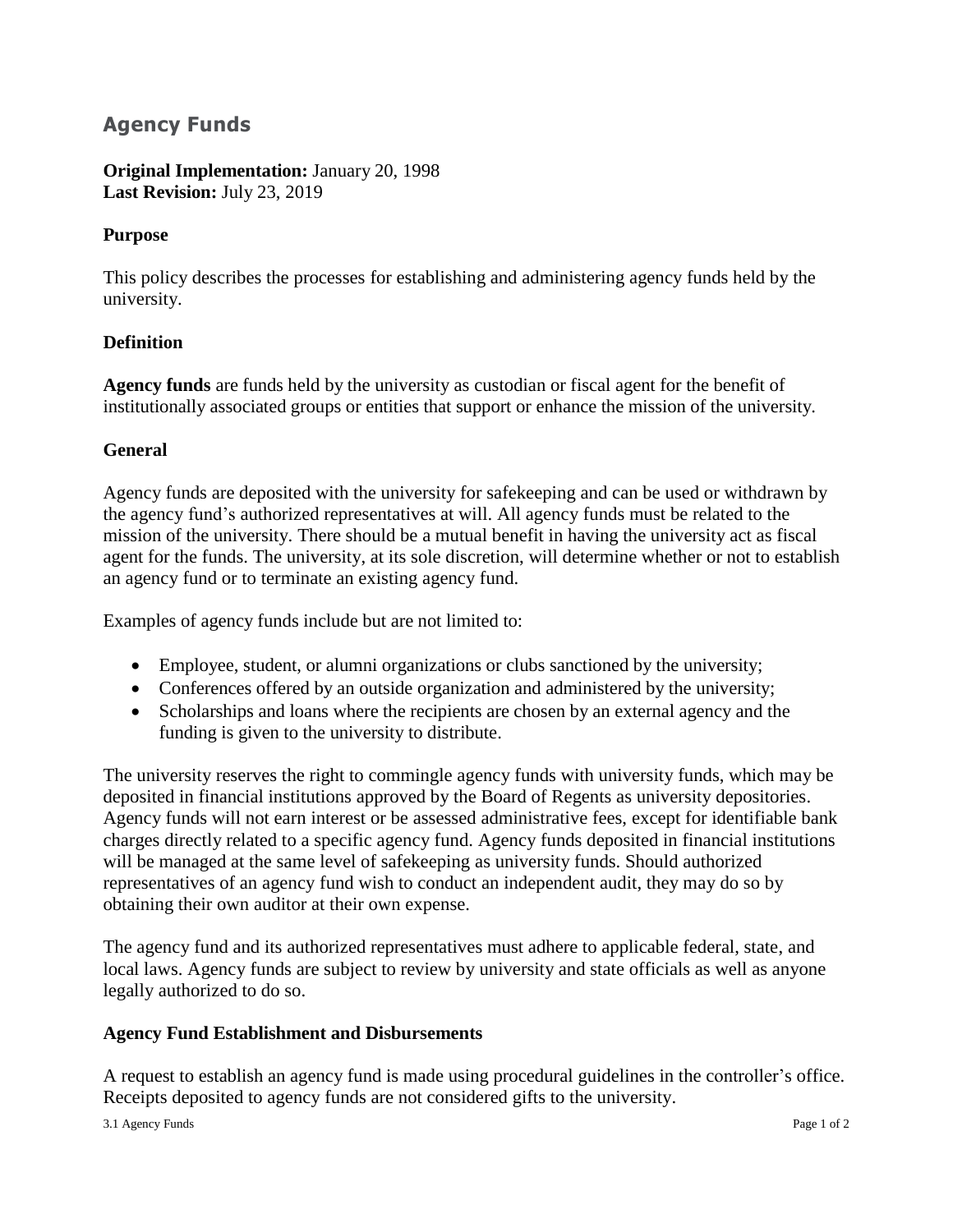# Agency Funds

**Original Implementation:** January 20, 1998
**Last Revision:** July 23, 2019

## Purpose

This policy describes the processes for establishing and administering agency funds held by the university.

## Definition

**Agency funds** are funds held by the university as custodian or fiscal agent for the benefit of institutionally associated groups or entities that support or enhance the mission of the university.

## General

Agency funds are deposited with the university for safekeeping and can be used or withdrawn by the agency fund's authorized representatives at will. All agency funds must be related to the mission of the university. There should be a mutual benefit in having the university act as fiscal agent for the funds. The university, at its sole discretion, will determine whether or not to establish an agency fund or to terminate an existing agency fund.

Examples of agency funds include but are not limited to:

- Employee, student, or alumni organizations or clubs sanctioned by the university;
- Conferences offered by an outside organization and administered by the university;
- Scholarships and loans where the recipients are chosen by an external agency and the funding is given to the university to distribute.

The university reserves the right to commingle agency funds with university funds, which may be deposited in financial institutions approved by the Board of Regents as university depositories. Agency funds will not earn interest or be assessed administrative fees, except for identifiable bank charges directly related to a specific agency fund. Agency funds deposited in financial institutions will be managed at the same level of safekeeping as university funds. Should authorized representatives of an agency fund wish to conduct an independent audit, they may do so by obtaining their own auditor at their own expense.

The agency fund and its authorized representatives must adhere to applicable federal, state, and local laws. Agency funds are subject to review by university and state officials as well as anyone legally authorized to do so.

## Agency Fund Establishment and Disbursements

A request to establish an agency fund is made using procedural guidelines in the controller's office. Receipts deposited to agency funds are not considered gifts to the university.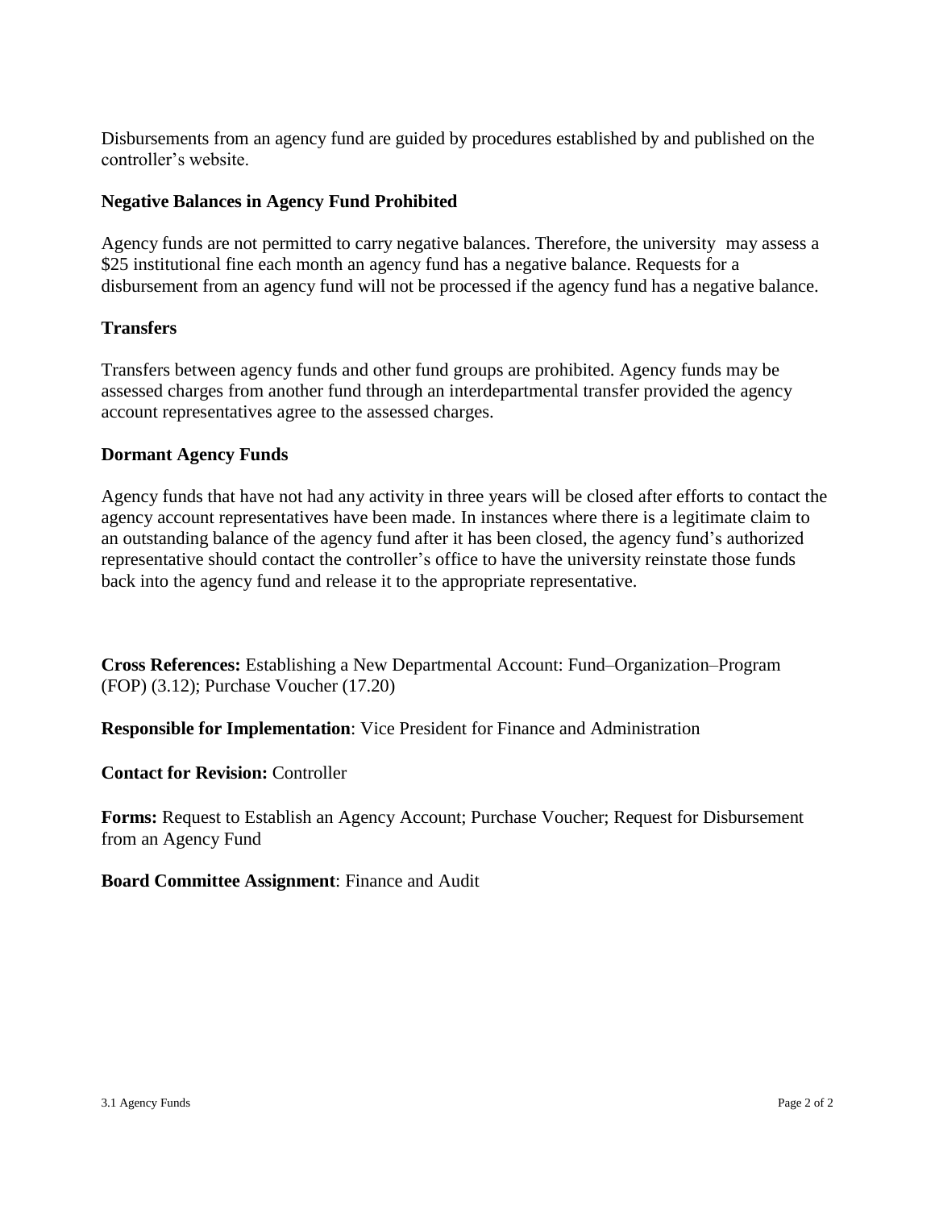Disbursements from an agency fund are guided by procedures established by and published on the controller's website.

### Negative Balances in Agency Fund Prohibited

Agency funds are not permitted to carry negative balances. Therefore, the university may assess a $25 institutional fine each month an agency fund has a negative balance. Requests for a disbursement from an agency fund will not be processed if the agency fund has a negative balance.

### Transfers

Transfers between agency funds and other fund groups are prohibited. Agency funds may be assessed charges from another fund through an interdepartmental transfer provided the agency account representatives agree to the assessed charges.

### Dormant Agency Funds

Agency funds that have not had any activity in three years will be closed after efforts to contact the agency account representatives have been made. In instances where there is a legitimate claim to an outstanding balance of the agency fund after it has been closed, the agency fund's authorized representative should contact the controller's office to have the university reinstate those funds back into the agency fund and release it to the appropriate representative.

**Cross References:** Establishing a New Departmental Account: Fund–Organization–Program (FOP) (3.12); Purchase Voucher (17.20)

**Responsible for Implementation**: Vice President for Finance and Administration

**Contact for Revision:** Controller

**Forms:** Request to Establish an Agency Account; Purchase Voucher; Request for Disbursement from an Agency Fund

**Board Committee Assignment**: Finance and Audit